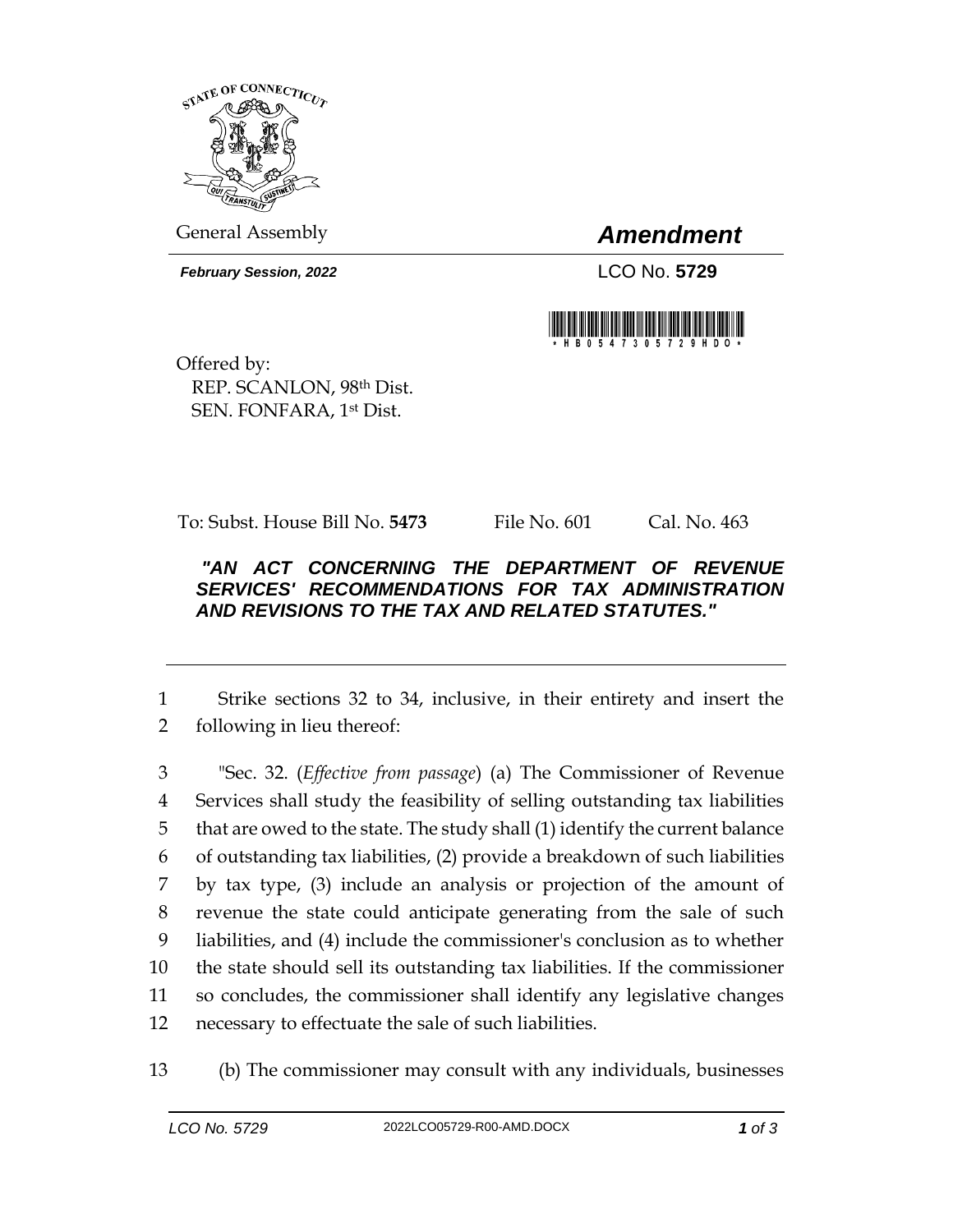General Assembly

# *Amendment*

***February Session, 2022***

LCO No. **5729**

Offered by:
REP. SCANLON, 98th Dist.
SEN. FONFARA, 1st Dist.

To: Subst. House Bill No. **5473** File No. 601 Cal. No. 463

***"AN ACT CONCERNING THE DEPARTMENT OF REVENUE SERVICES' RECOMMENDATIONS FOR TAX ADMINISTRATION AND REVISIONS TO THE TAX AND RELATED STATUTES."***

1 Strike sections 32 to 34, inclusive, in their entirety and insert the
2 following in lieu thereof:

3 "Sec. 32. (*Effective from passage*) (a) The Commissioner of Revenue
4 Services shall study the feasibility of selling outstanding tax liabilities
5 that are owed to the state. The study shall (1) identify the current balance
6 of outstanding tax liabilities, (2) provide a breakdown of such liabilities
7 by tax type, (3) include an analysis or projection of the amount of
8 revenue the state could anticipate generating from the sale of such
9 liabilities, and (4) include the commissioner's conclusion as to whether
10 the state should sell its outstanding tax liabilities. If the commissioner
11 so concludes, the commissioner shall identify any legislative changes
12 necessary to effectuate the sale of such liabilities.

13 (b) The commissioner may consult with any individuals, businesses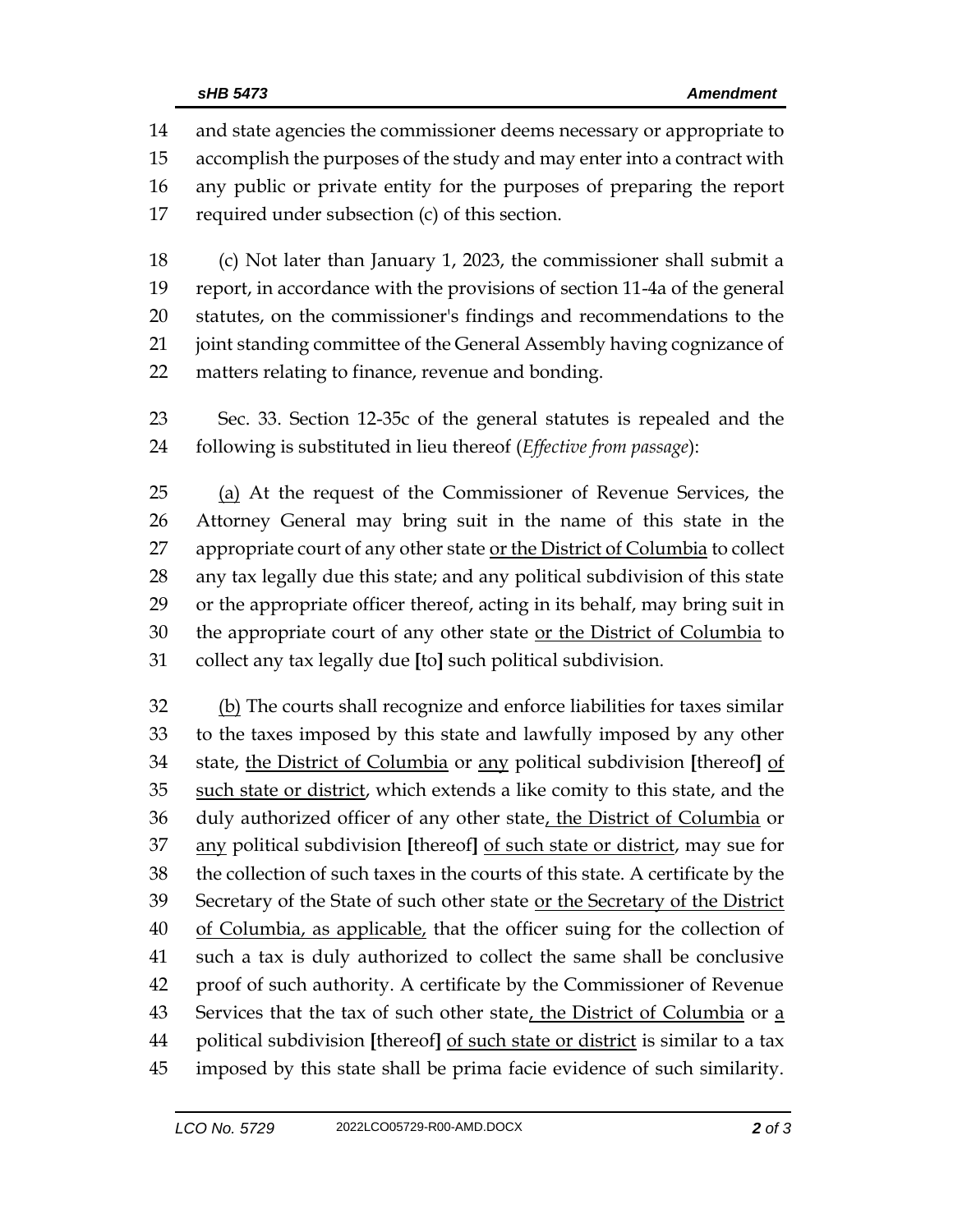and state agencies the commissioner deems necessary or appropriate to accomplish the purposes of the study and may enter into a contract with any public or private entity for the purposes of preparing the report required under subsection (c) of this section.

(c) Not later than January 1, 2023, the commissioner shall submit a report, in accordance with the provisions of section 11-4a of the general statutes, on the commissioner's findings and recommendations to the joint standing committee of the General Assembly having cognizance of matters relating to finance, revenue and bonding.

Sec. 33. Section 12-35c of the general statutes is repealed and the following is substituted in lieu thereof (*Effective from passage*):

<u>(a)</u> At the request of the Commissioner of Revenue Services, the Attorney General may bring suit in the name of this state in the appropriate court of any other state <u>or the District of Columbia</u> to collect any tax legally due this state; and any political subdivision of this state or the appropriate officer thereof, acting in its behalf, may bring suit in the appropriate court of any other state <u>or the District of Columbia</u> to collect any tax legally due **[**to**]** such political subdivision.

<u>(b)</u> The courts shall recognize and enforce liabilities for taxes similar to the taxes imposed by this state and lawfully imposed by any other state, <u>the District of Columbia</u> or <u>any</u> political subdivision **[**thereof**]** <u>of such state or district</u>, which extends a like comity to this state, and the duly authorized officer of any other state<u>, the District of Columbia</u> or <u>any</u> political subdivision **[**thereof**]** <u>of such state or district</u>, may sue for the collection of such taxes in the courts of this state. A certificate by the Secretary of the State of such other state <u>or the Secretary of the District of Columbia, as applicable,</u> that the officer suing for the collection of such a tax is duly authorized to collect the same shall be conclusive proof of such authority. A certificate by the Commissioner of Revenue Services that the tax of such other state<u>, the District of Columbia</u> or <u>a</u> political subdivision **[**thereof**]** <u>of such state or district</u> is similar to a tax imposed by this state shall be prima facie evidence of such similarity.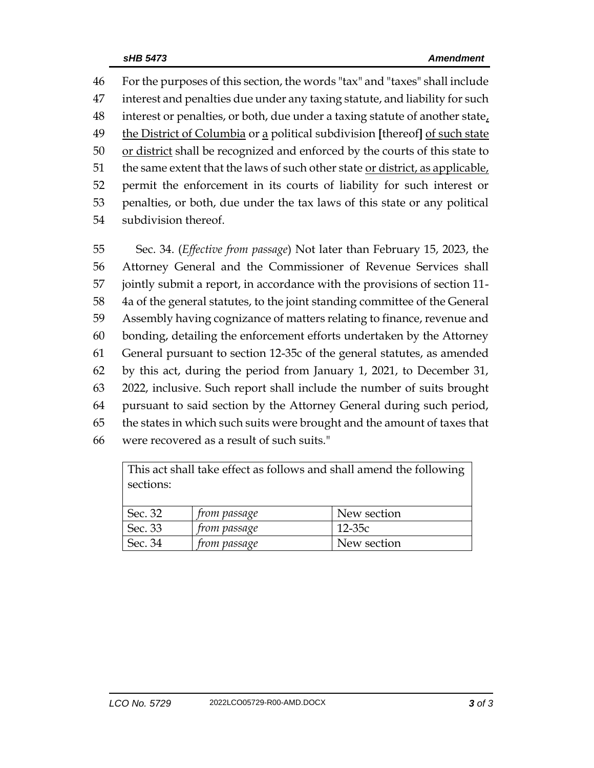46 For the purposes of this section, the words "tax" and "taxes" shall include
47 interest and penalties due under any taxing statute, and liability for such
48 interest or penalties, or both, due under a taxing statute of another state,
49 the District of Columbia or a political subdivision [thereof] of such state
50 or district shall be recognized and enforced by the courts of this state to
51 the same extent that the laws of such other state or district, as applicable,
52 permit the enforcement in its courts of liability for such interest or
53 penalties, or both, due under the tax laws of this state or any political
54 subdivision thereof.

55 Sec. 34. (*Effective from passage*) Not later than February 15, 2023, the
56 Attorney General and the Commissioner of Revenue Services shall
57 jointly submit a report, in accordance with the provisions of section 11-
58 4a of the general statutes, to the joint standing committee of the General
59 Assembly having cognizance of matters relating to finance, revenue and
60 bonding, detailing the enforcement efforts undertaken by the Attorney
61 General pursuant to section 12-35c of the general statutes, as amended
62 by this act, during the period from January 1, 2021, to December 31,
63 2022, inclusive. Such report shall include the number of suits brought
64 pursuant to said section by the Attorney General during such period,
65 the states in which such suits were brought and the amount of taxes that
66 were recovered as a result of such suits."

| This act shall take effect as follows and shall amend the following sections: | | |
|---|---|---|
| Sec. 32 | *from passage* | New section |
| Sec. 33 | *from passage* | 12-35c |
| Sec. 34 | *from passage* | New section |